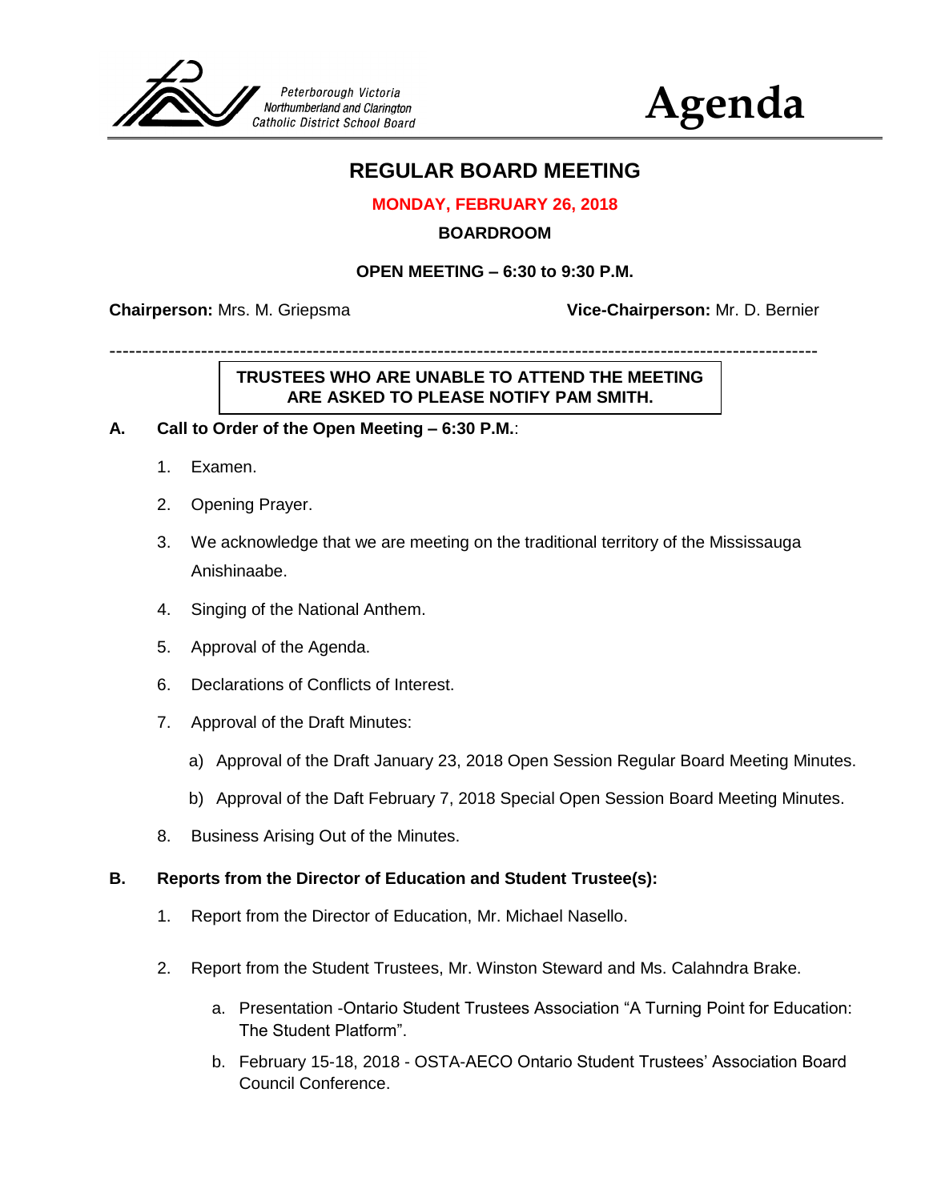Peterborough Victoria Northumberland and Clarington Catholic District School Board

# Agenda

## REGULAR BOARD MEETING

**MONDAY, FEBRUARY 26, 2018**

**BOARDROOM**

**OPEN MEETING – 6:30 to 9:30 P.M.**

**Chairperson:** Mrs. M. Griepsma **Vice-Chairperson:** Mr. D. Bernier

---

**TRUSTEES WHO ARE UNABLE TO ATTEND THE MEETING ARE ASKED TO PLEASE NOTIFY PAM SMITH.**

**A. Call to Order of the Open Meeting – 6:30 P.M.**:

1. Examen.
2. Opening Prayer.
3. We acknowledge that we are meeting on the traditional territory of the Mississauga Anishinaabe.
4. Singing of the National Anthem.
5. Approval of the Agenda.
6. Declarations of Conflicts of Interest.
7. Approval of the Draft Minutes:
   a) Approval of the Draft January 23, 2018 Open Session Regular Board Meeting Minutes.
   b) Approval of the Daft February 7, 2018 Special Open Session Board Meeting Minutes.
8. Business Arising Out of the Minutes.

**B. Reports from the Director of Education and Student Trustee(s):**

1. Report from the Director of Education, Mr. Michael Nasello.
2. Report from the Student Trustees, Mr. Winston Steward and Ms. Calahndra Brake.
   a. Presentation -Ontario Student Trustees Association “A Turning Point for Education: The Student Platform”.
   b. February 15-18, 2018 - OSTA-AECO Ontario Student Trustees’ Association Board Council Conference.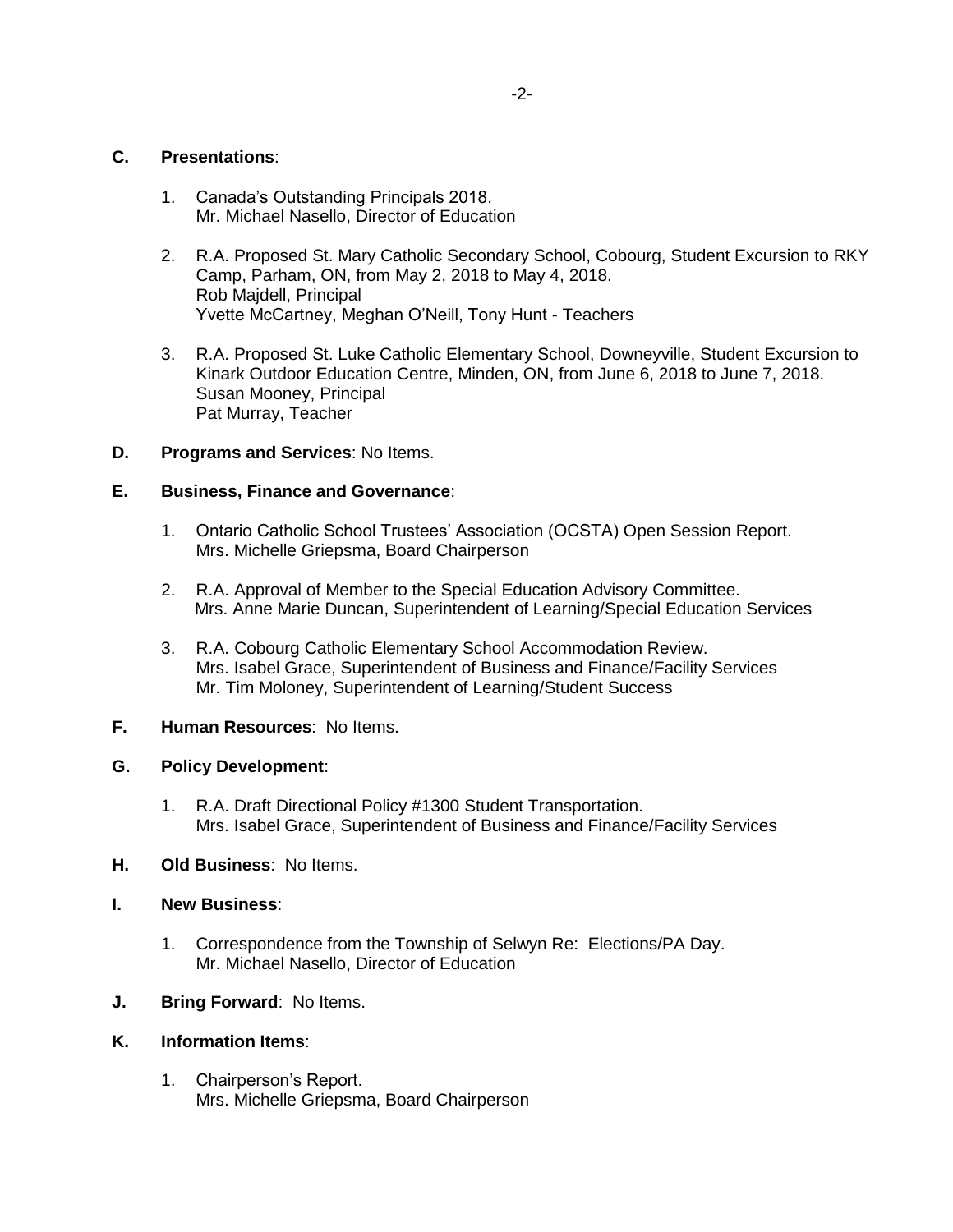**C. Presentations**:

1. Canada's Outstanding Principals 2018.
   Mr. Michael Nasello, Director of Education

2. R.A. Proposed St. Mary Catholic Secondary School, Cobourg, Student Excursion to RKY Camp, Parham, ON, from May 2, 2018 to May 4, 2018.
   Rob Majdell, Principal
   Yvette McCartney, Meghan O'Neill, Tony Hunt - Teachers

3. R.A. Proposed St. Luke Catholic Elementary School, Downeyville, Student Excursion to Kinark Outdoor Education Centre, Minden, ON, from June 6, 2018 to June 7, 2018.
   Susan Mooney, Principal
   Pat Murray, Teacher

**D. Programs and Services**: No Items.

**E. Business, Finance and Governance**:

1. Ontario Catholic School Trustees' Association (OCSTA) Open Session Report.
   Mrs. Michelle Griepsma, Board Chairperson

2. R.A. Approval of Member to the Special Education Advisory Committee.
   Mrs. Anne Marie Duncan, Superintendent of Learning/Special Education Services

3. R.A. Cobourg Catholic Elementary School Accommodation Review.
   Mrs. Isabel Grace, Superintendent of Business and Finance/Facility Services
   Mr. Tim Moloney, Superintendent of Learning/Student Success

**F. Human Resources**: No Items.

**G. Policy Development**:

1. R.A. Draft Directional Policy #1300 Student Transportation.
   Mrs. Isabel Grace, Superintendent of Business and Finance/Facility Services

**H. Old Business**: No Items.

**I. New Business**:

1. Correspondence from the Township of Selwyn Re: Elections/PA Day.
   Mr. Michael Nasello, Director of Education

**J. Bring Forward**: No Items.

**K. Information Items**:

1. Chairperson's Report.
   Mrs. Michelle Griepsma, Board Chairperson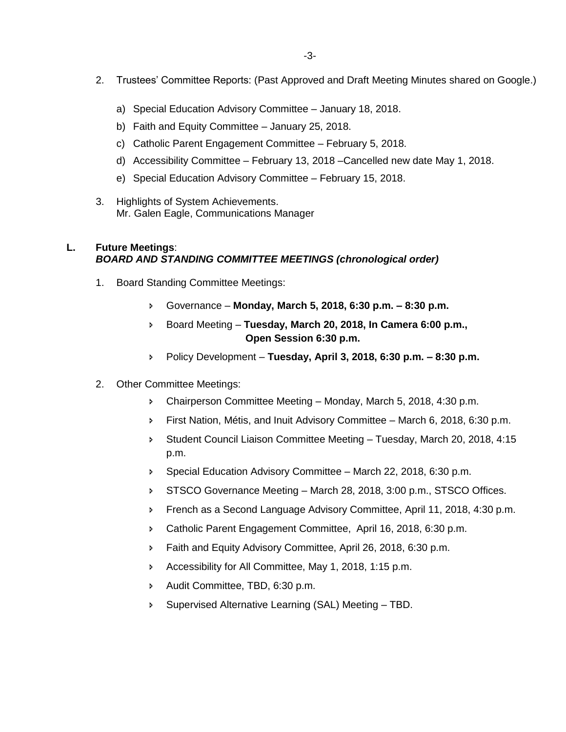2. Trustees' Committee Reports: (Past Approved and Draft Meeting Minutes shared on Google.)

   a) Special Education Advisory Committee – January 18, 2018.
   b) Faith and Equity Committee – January 25, 2018.
   c) Catholic Parent Engagement Committee – February 5, 2018.
   d) Accessibility Committee – February 13, 2018 –Cancelled new date May 1, 2018.
   e) Special Education Advisory Committee – February 15, 2018.

3. Highlights of System Achievements.
   Mr. Galen Eagle, Communications Manager

**L. Future Meetings**:
***BOARD AND STANDING COMMITTEE MEETINGS (chronological order)***

1. Board Standing Committee Meetings:

   - Governance – **Monday, March 5, 2018, 6:30 p.m. – 8:30 p.m.**
   - Board Meeting – **Tuesday, March 20, 2018, In Camera 6:00 p.m., Open Session 6:30 p.m.**
   - Policy Development – **Tuesday, April 3, 2018, 6:30 p.m. – 8:30 p.m.**

2. Other Committee Meetings:

   - Chairperson Committee Meeting – Monday, March 5, 2018, 4:30 p.m.
   - First Nation, Métis, and Inuit Advisory Committee – March 6, 2018, 6:30 p.m.
   - Student Council Liaison Committee Meeting – Tuesday, March 20, 2018, 4:15 p.m.
   - Special Education Advisory Committee – March 22, 2018, 6:30 p.m.
   - STSCO Governance Meeting – March 28, 2018, 3:00 p.m., STSCO Offices.
   - French as a Second Language Advisory Committee, April 11, 2018, 4:30 p.m.
   - Catholic Parent Engagement Committee, April 16, 2018, 6:30 p.m.
   - Faith and Equity Advisory Committee, April 26, 2018, 6:30 p.m.
   - Accessibility for All Committee, May 1, 2018, 1:15 p.m.
   - Audit Committee, TBD, 6:30 p.m.
   - Supervised Alternative Learning (SAL) Meeting – TBD.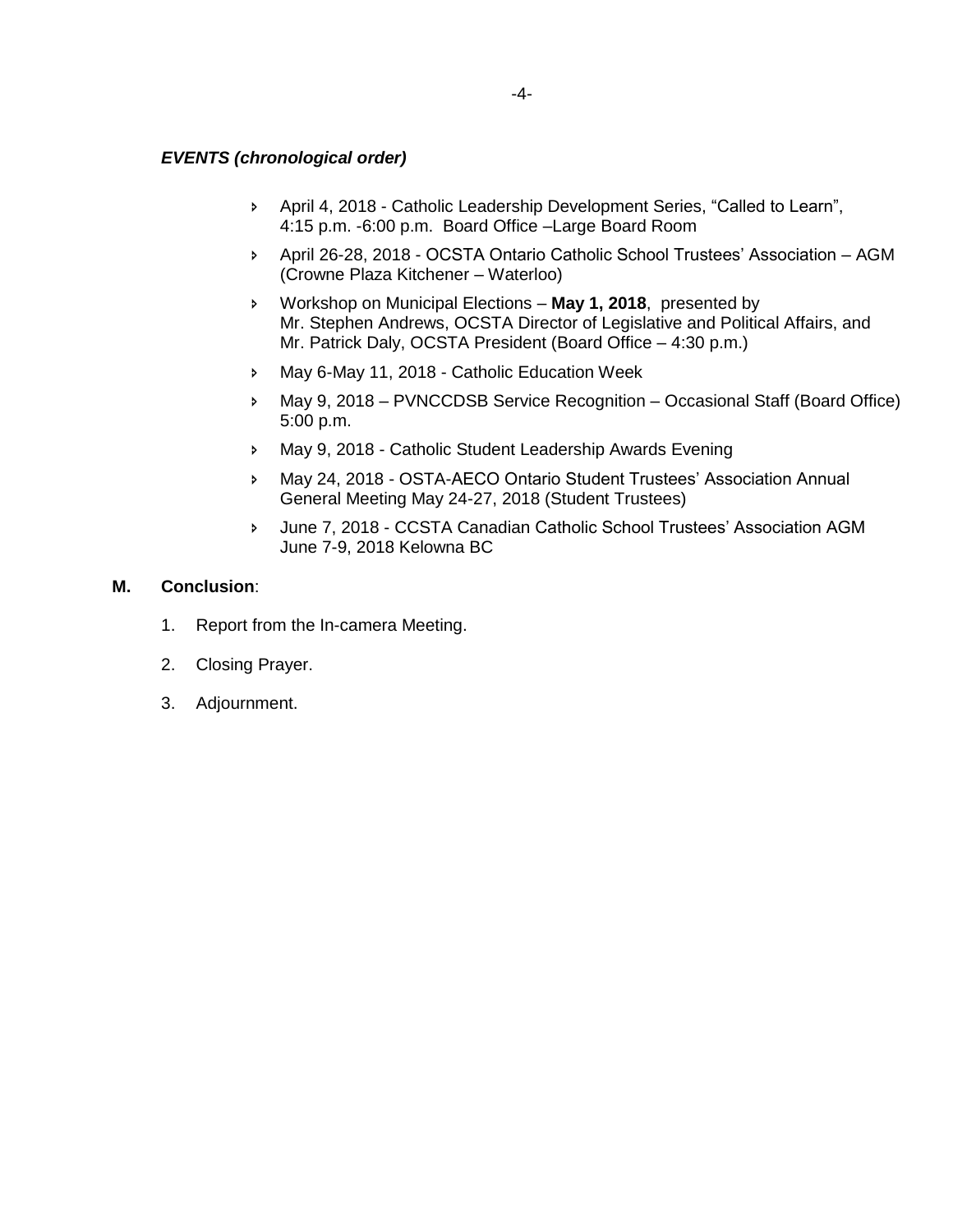***EVENTS (chronological order)***

- April 4, 2018 - Catholic Leadership Development Series, “Called to Learn”, 4:15 p.m. -6:00 p.m. Board Office –Large Board Room
- April 26-28, 2018 - OCSTA Ontario Catholic School Trustees’ Association – AGM (Crowne Plaza Kitchener – Waterloo)
- Workshop on Municipal Elections – **May 1, 2018**, presented by Mr. Stephen Andrews, OCSTA Director of Legislative and Political Affairs, and Mr. Patrick Daly, OCSTA President (Board Office – 4:30 p.m.)
- May 6-May 11, 2018 - Catholic Education Week
- May 9, 2018 – PVNCCDSB Service Recognition – Occasional Staff (Board Office) 5:00 p.m.
- May 9, 2018 - Catholic Student Leadership Awards Evening
- May 24, 2018 - OSTA-AECO Ontario Student Trustees’ Association Annual General Meeting May 24-27, 2018 (Student Trustees)
- June 7, 2018 - CCSTA Canadian Catholic School Trustees’ Association AGM June 7-9, 2018 Kelowna BC

**M. Conclusion**:

1. Report from the In-camera Meeting.
2. Closing Prayer.
3. Adjournment.